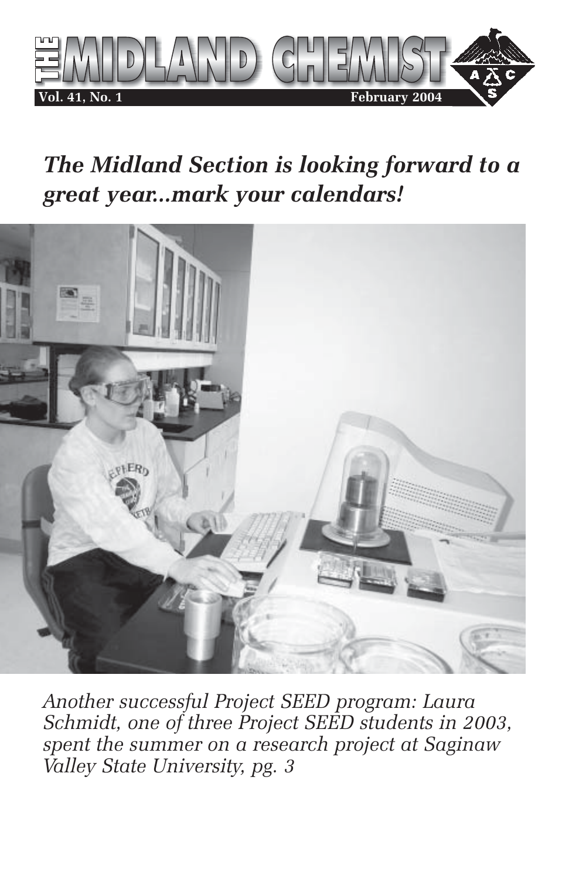# THE MIDLAND CHEMIST

**Vol. 41, No. 1** **February 2004**

## *The Midland Section is looking forward to a great year...mark your calendars!*

*Another successful Project SEED program: Laura Schmidt, one of three Project SEED students in 2003, spent the summer on a research project at Saginaw Valley State University, pg. 3*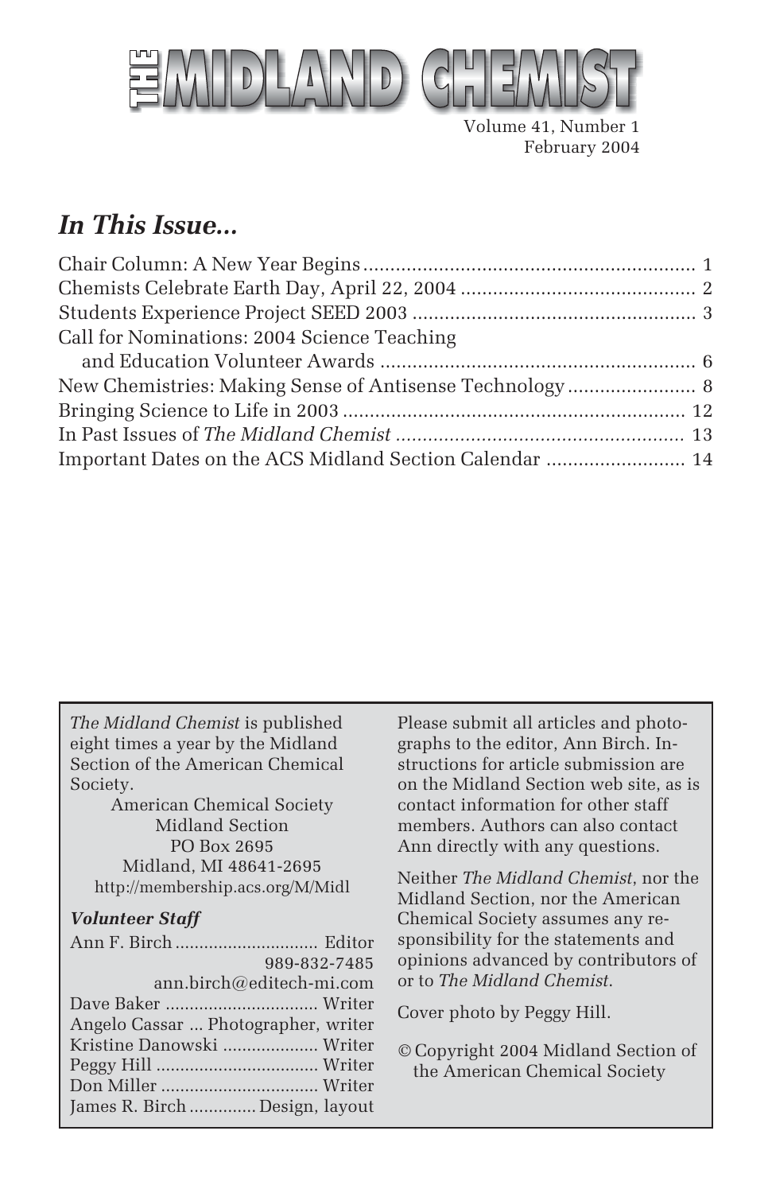# THE MIDLAND CHEMIST

Volume 41, Number 1
February 2004

## *In This Issue...*

Chair Column: A New Year Begins ............................................................. 1
Chemists Celebrate Earth Day, April 22, 2004 ............................................ 2
Students Experience Project SEED 2003 ..................................................... 3
Call for Nominations: 2004 Science Teaching
and Education Volunteer Awards ............................................................ 6
New Chemistries: Making Sense of Antisense Technology ........................ 8
Bringing Science to Life in 2003 ............................................................... 12
In Past Issues of *The Midland Chemist* ..................................................... 13
Important Dates on the ACS Midland Section Calendar .......................... 14

*The Midland Chemist* is published eight times a year by the Midland Section of the American Chemical Society.

American Chemical Society
Midland Section
PO Box 2695
Midland, MI 48641-2695
http://membership.acs.org/M/Midl

### *Volunteer Staff*

Ann F. Birch .............................. Editor
989-832-7485
ann.birch@editech-mi.com
Dave Baker ................................ Writer
Angelo Cassar ... Photographer, writer
Kristine Danowski .................... Writer
Peggy Hill .................................. Writer
Don Miller ................................. Writer
James R. Birch .............. Design, layout

Please submit all articles and photographs to the editor, Ann Birch. Instructions for article submission are on the Midland Section web site, as is contact information for other staff members. Authors can also contact Ann directly with any questions.

Neither *The Midland Chemist*, nor the Midland Section, nor the American Chemical Society assumes any responsibility for the statements and opinions advanced by contributors of or to *The Midland Chemist*.

Cover photo by Peggy Hill.

© Copyright 2004 Midland Section of the American Chemical Society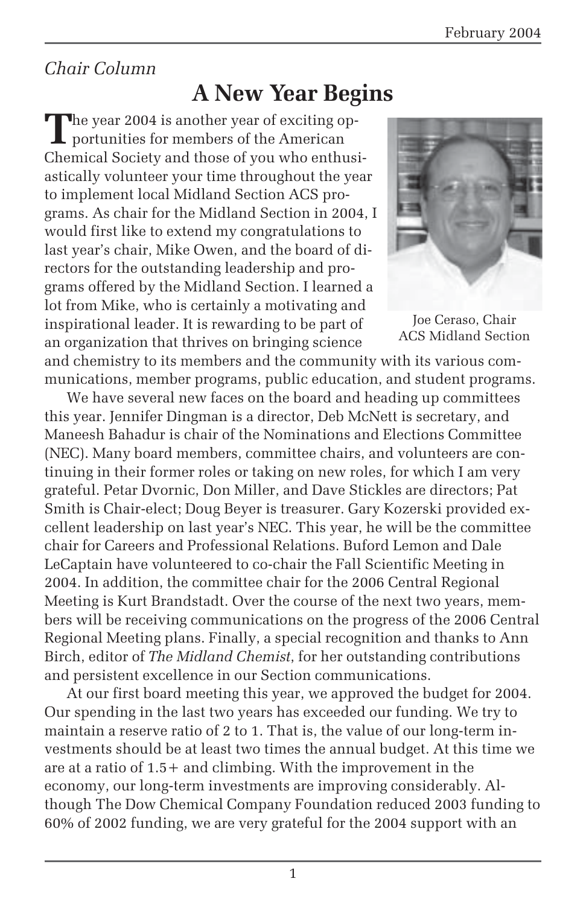*Chair Column*

# A New Year Begins

The year 2004 is another year of exciting opportunities for members of the American Chemical Society and those of you who enthusiastically volunteer your time throughout the year to implement local Midland Section ACS programs. As chair for the Midland Section in 2004, I would first like to extend my congratulations to last year's chair, Mike Owen, and the board of directors for the outstanding leadership and programs offered by the Midland Section. I learned a lot from Mike, who is certainly a motivating and inspirational leader. It is rewarding to be part of an organization that thrives on bringing science and chemistry to its members and the community with its various communications, member programs, public education, and student programs.

Joe Ceraso, Chair
ACS Midland Section

We have several new faces on the board and heading up committees this year. Jennifer Dingman is a director, Deb McNett is secretary, and Maneesh Bahadur is chair of the Nominations and Elections Committee (NEC). Many board members, committee chairs, and volunteers are continuing in their former roles or taking on new roles, for which I am very grateful. Petar Dvornic, Don Miller, and Dave Stickles are directors; Pat Smith is Chair-elect; Doug Beyer is treasurer. Gary Kozerski provided excellent leadership on last year's NEC. This year, he will be the committee chair for Careers and Professional Relations. Buford Lemon and Dale LeCaptain have volunteered to co-chair the Fall Scientific Meeting in 2004. In addition, the committee chair for the 2006 Central Regional Meeting is Kurt Brandstadt. Over the course of the next two years, members will be receiving communications on the progress of the 2006 Central Regional Meeting plans. Finally, a special recognition and thanks to Ann Birch, editor of *The Midland Chemist*, for her outstanding contributions and persistent excellence in our Section communications.

At our first board meeting this year, we approved the budget for 2004. Our spending in the last two years has exceeded our funding. We try to maintain a reserve ratio of 2 to 1. That is, the value of our long-term investments should be at least two times the annual budget. At this time we are at a ratio of 1.5+ and climbing. With the improvement in the economy, our long-term investments are improving considerably. Although The Dow Chemical Company Foundation reduced 2003 funding to 60% of 2002 funding, we are very grateful for the 2004 support with an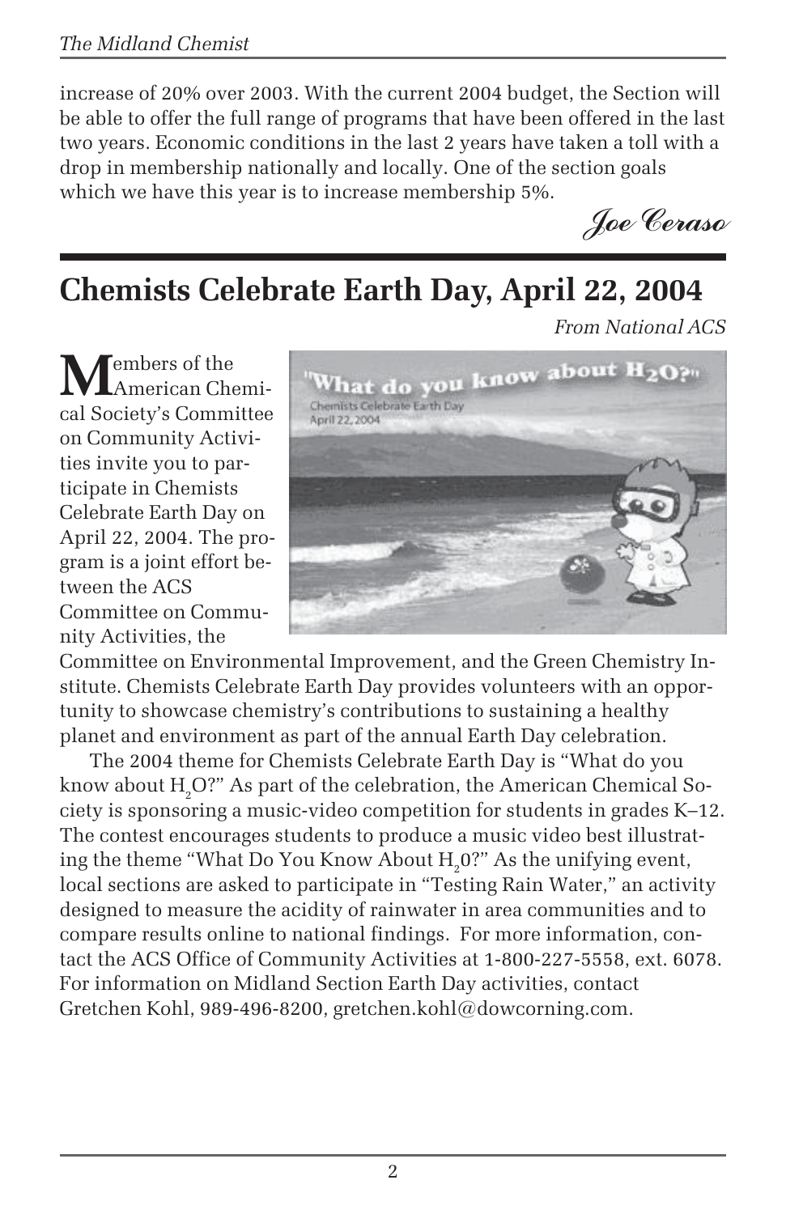increase of 20% over 2003. With the current 2004 budget, the Section will be able to offer the full range of programs that have been offered in the last two years. Economic conditions in the last 2 years have taken a toll with a drop in membership nationally and locally. One of the section goals which we have this year is to increase membership 5%.

*Joe Ceraso*

## Chemists Celebrate Earth Day, April 22, 2004

*From National ACS*

Members of the American Chemical Society's Committee on Community Activities invite you to participate in Chemists Celebrate Earth Day on April 22, 2004. The program is a joint effort between the ACS Committee on Community Activities, the Committee on Environmental Improvement, and the Green Chemistry Institute. Chemists Celebrate Earth Day provides volunteers with an opportunity to showcase chemistry's contributions to sustaining a healthy planet and environment as part of the annual Earth Day celebration.

The 2004 theme for Chemists Celebrate Earth Day is "What do you know about $H_2O$?" As part of the celebration, the American Chemical Society is sponsoring a music-video competition for students in grades K–12. The contest encourages students to produce a music video best illustrating the theme "What Do You Know About $H_20$?" As the unifying event, local sections are asked to participate in "Testing Rain Water," an activity designed to measure the acidity of rainwater in area communities and to compare results online to national findings. For more information, contact the ACS Office of Community Activities at 1-800-227-5558, ext. 6078. For information on Midland Section Earth Day activities, contact Gretchen Kohl, 989-496-8200, gretchen.kohl@dowcorning.com.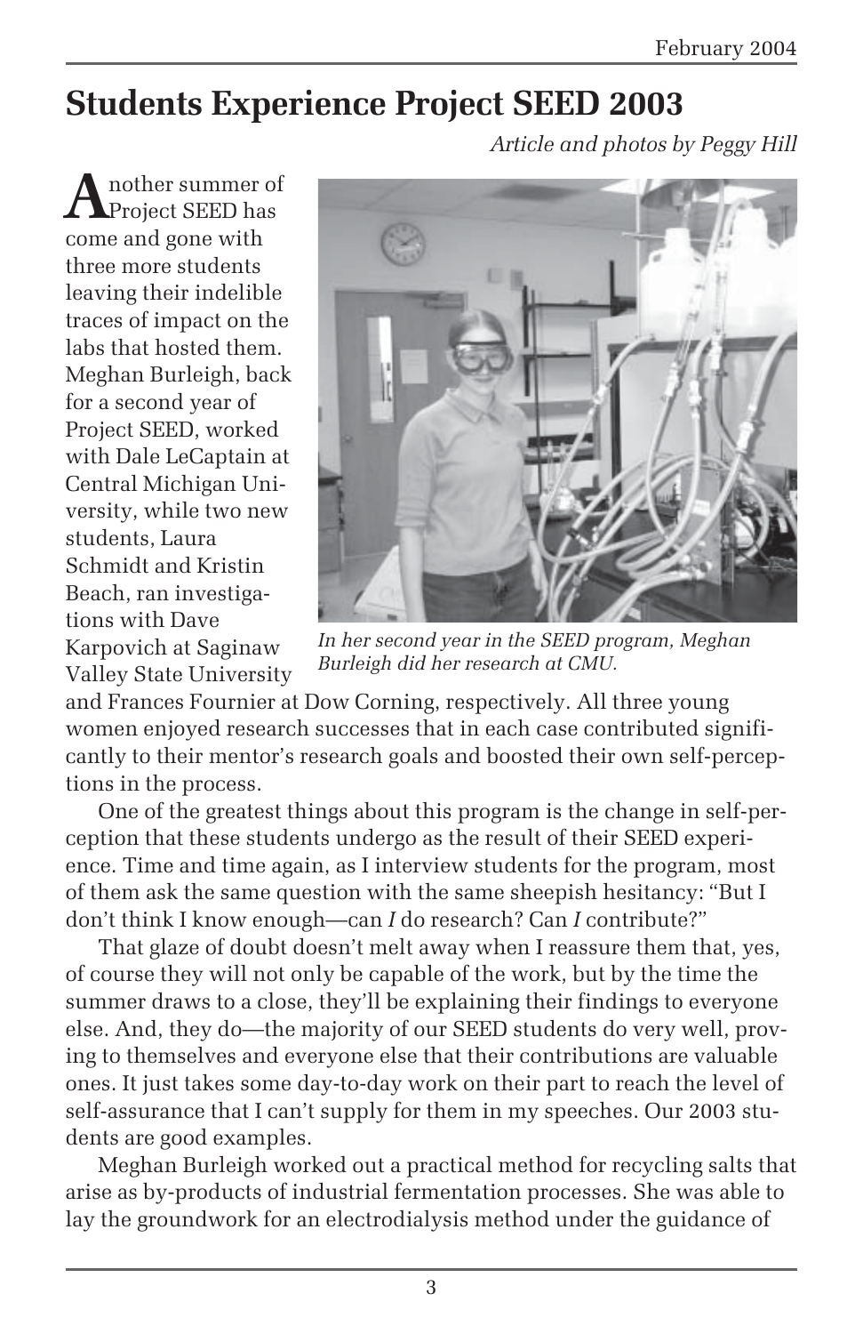# Students Experience Project SEED 2003

*Article and photos by Peggy Hill*

Another summer of Project SEED has come and gone with three more students leaving their indelible traces of impact on the labs that hosted them. Meghan Burleigh, back for a second year of Project SEED, worked with Dale LeCaptain at Central Michigan University, while two new students, Laura Schmidt and Kristin Beach, ran investigations with Dave Karpovich at Saginaw Valley State University and Frances Fournier at Dow Corning, respectively. All three young women enjoyed research successes that in each case contributed significantly to their mentor's research goals and boosted their own self-perceptions in the process.

*In her second year in the SEED program, Meghan Burleigh did her research at CMU.*

One of the greatest things about this program is the change in self-perception that these students undergo as the result of their SEED experience. Time and time again, as I interview students for the program, most of them ask the same question with the same sheepish hesitancy: "But I don't think I know enough—can *I* do research? Can *I* contribute?"

That glaze of doubt doesn't melt away when I reassure them that, yes, of course they will not only be capable of the work, but by the time the summer draws to a close, they'll be explaining their findings to everyone else. And, they do—the majority of our SEED students do very well, proving to themselves and everyone else that their contributions are valuable ones. It just takes some day-to-day work on their part to reach the level of self-assurance that I can't supply for them in my speeches. Our 2003 students are good examples.

Meghan Burleigh worked out a practical method for recycling salts that arise as by-products of industrial fermentation processes. She was able to lay the groundwork for an electrodialysis method under the guidance of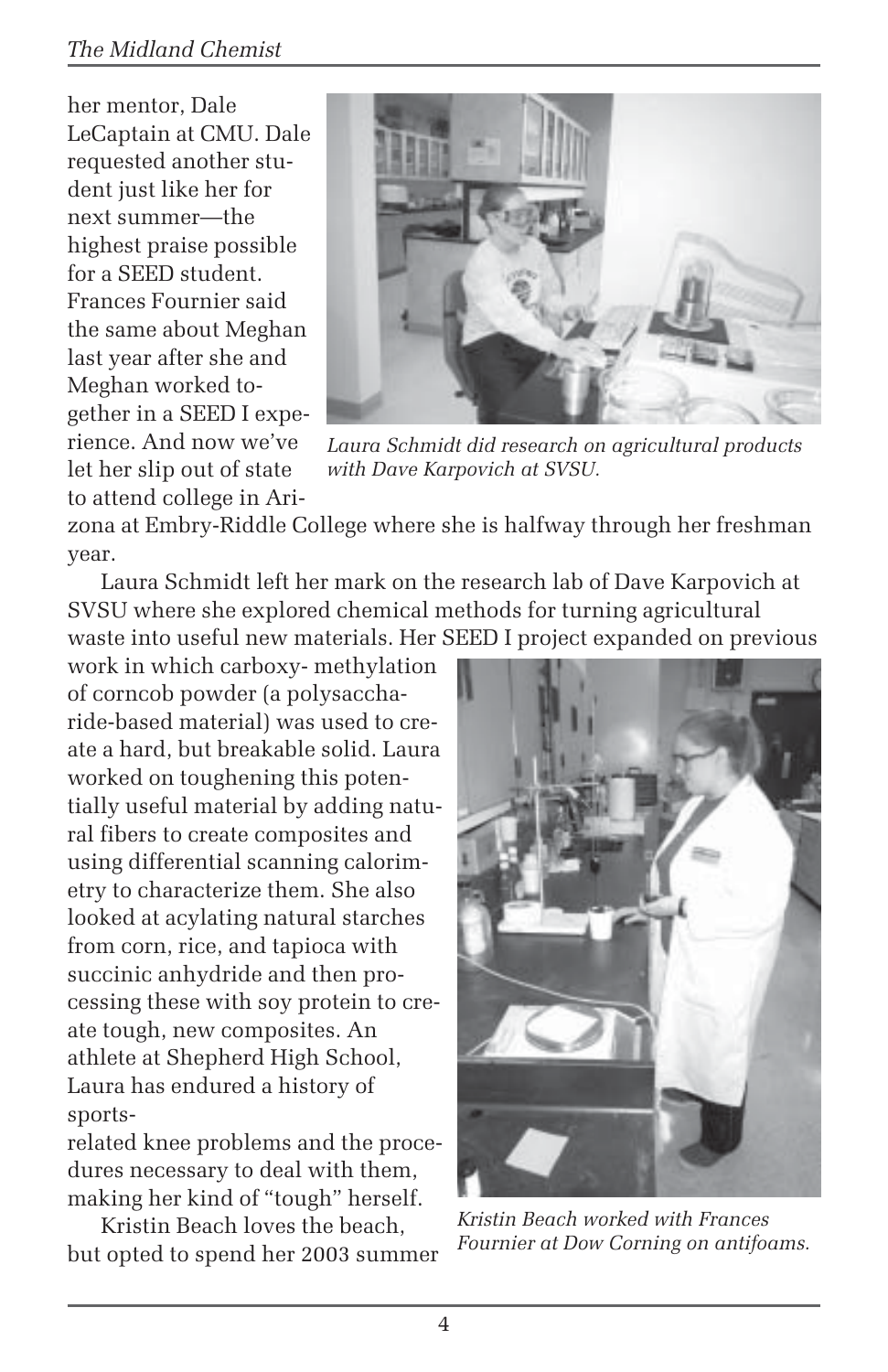her mentor, Dale LeCaptain at CMU. Dale requested another student just like her for next summer—the highest praise possible for a SEED student. Frances Fournier said the same about Meghan last year after she and Meghan worked together in a SEED I experience. And now we've let her slip out of state to attend college in Arizona at Embry-Riddle College where she is halfway through her freshman year.

*Laura Schmidt did research on agricultural products with Dave Karpovich at SVSU.*

Laura Schmidt left her mark on the research lab of Dave Karpovich at SVSU where she explored chemical methods for turning agricultural waste into useful new materials. Her SEED I project expanded on previous work in which carboxy- methylation of corncob powder (a polysaccharide-based material) was used to create a hard, but breakable solid. Laura worked on toughening this potentially useful material by adding natural fibers to create composites and using differential scanning calorimetry to characterize them. She also looked at acylating natural starches from corn, rice, and tapioca with succinic anhydride and then processing these with soy protein to create tough, new composites. An athlete at Shepherd High School, Laura has endured a history of sports-related knee problems and the procedures necessary to deal with them, making her kind of "tough" herself.

*Kristin Beach worked with Frances Fournier at Dow Corning on antifoams.*

Kristin Beach loves the beach, but opted to spend her 2003 summer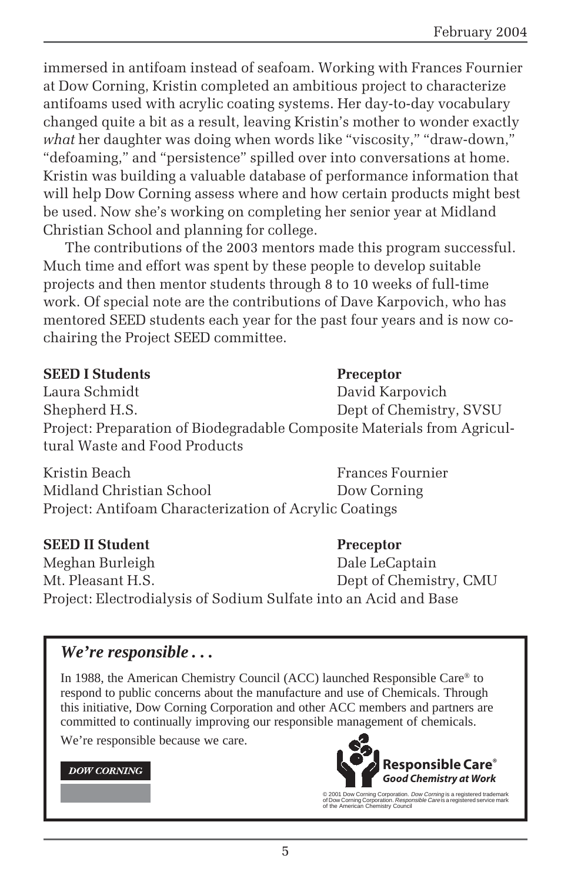immersed in antifoam instead of seafoam. Working with Frances Fournier at Dow Corning, Kristin completed an ambitious project to characterize antifoams used with acrylic coating systems. Her day-to-day vocabulary changed quite a bit as a result, leaving Kristin's mother to wonder exactly *what* her daughter was doing when words like "viscosity," "draw-down," "defoaming," and "persistence" spilled over into conversations at home. Kristin was building a valuable database of performance information that will help Dow Corning assess where and how certain products might best be used. Now she's working on completing her senior year at Midland Christian School and planning for college.

The contributions of the 2003 mentors made this program successful. Much time and effort was spent by these people to develop suitable projects and then mentor students through 8 to 10 weeks of full-time work. Of special note are the contributions of Dave Karpovich, who has mentored SEED students each year for the past four years and is now co-chairing the Project SEED committee.

| **SEED I Students** | **Preceptor** |
|---|---|
| Laura Schmidt | David Karpovich |
| Shepherd H.S. | Dept of Chemistry, SVSU |

Project: Preparation of Biodegradable Composite Materials from Agricultural Waste and Food Products

| | |
|---|---|
| Kristin Beach | Frances Fournier |
| Midland Christian School | Dow Corning |

Project: Antifoam Characterization of Acrylic Coatings

| **SEED II Student** | **Preceptor** |
|---|---|
| Meghan Burleigh | Dale LeCaptain |
| Mt. Pleasant H.S. | Dept of Chemistry, CMU |

Project: Electrodialysis of Sodium Sulfate into an Acid and Base

### *We're responsible . . .*

In 1988, the American Chemistry Council (ACC) launched Responsible Care® to respond to public concerns about the manufacture and use of Chemicals. Through this initiative, Dow Corning Corporation and other ACC members and partners are committed to continually improving our responsible management of chemicals.

We're responsible because we care.

DOW CORNING

**Responsible Care®**
***Good Chemistry at Work***

© 2001 Dow Corning Corporation. *Dow Corning* is a registered trademark of Dow Corning Corporation. *Responsible Care* is a registered service mark of the American Chemistry Council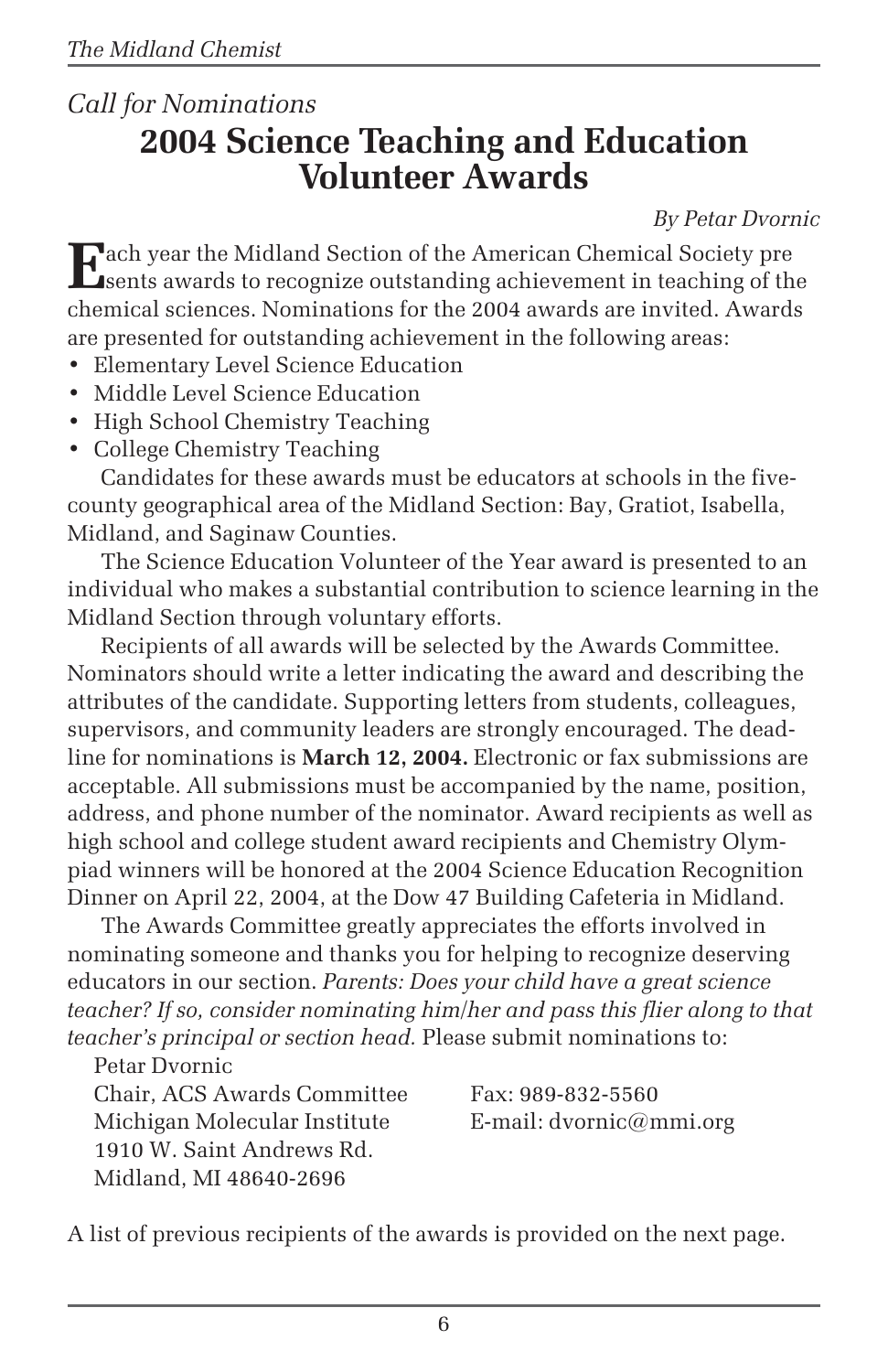*Call for Nominations*

# 2004 Science Teaching and Education Volunteer Awards

*By Petar Dvornic*

Each year the Midland Section of the American Chemical Society presents awards to recognize outstanding achievement in teaching of the chemical sciences. Nominations for the 2004 awards are invited. Awards are presented for outstanding achievement in the following areas:

- Elementary Level Science Education
- Middle Level Science Education
- High School Chemistry Teaching
- College Chemistry Teaching

Candidates for these awards must be educators at schools in the five-county geographical area of the Midland Section: Bay, Gratiot, Isabella, Midland, and Saginaw Counties.

The Science Education Volunteer of the Year award is presented to an individual who makes a substantial contribution to science learning in the Midland Section through voluntary efforts.

Recipients of all awards will be selected by the Awards Committee. Nominators should write a letter indicating the award and describing the attributes of the candidate. Supporting letters from students, colleagues, supervisors, and community leaders are strongly encouraged. The deadline for nominations is **March 12, 2004.** Electronic or fax submissions are acceptable. All submissions must be accompanied by the name, position, address, and phone number of the nominator. Award recipients as well as high school and college student award recipients and Chemistry Olympiad winners will be honored at the 2004 Science Education Recognition Dinner on April 22, 2004, at the Dow 47 Building Cafeteria in Midland.

The Awards Committee greatly appreciates the efforts involved in nominating someone and thanks you for helping to recognize deserving educators in our section. *Parents: Does your child have a great science teacher? If so, consider nominating him/her and pass this flier along to that teacher's principal or section head.* Please submit nominations to:

Petar Dvornic
Chair, ACS Awards Committee
Michigan Molecular Institute
1910 W. Saint Andrews Rd.
Midland, MI 48640-2696

Fax: 989-832-5560
E-mail: dvornic@mmi.org

A list of previous recipients of the awards is provided on the next page.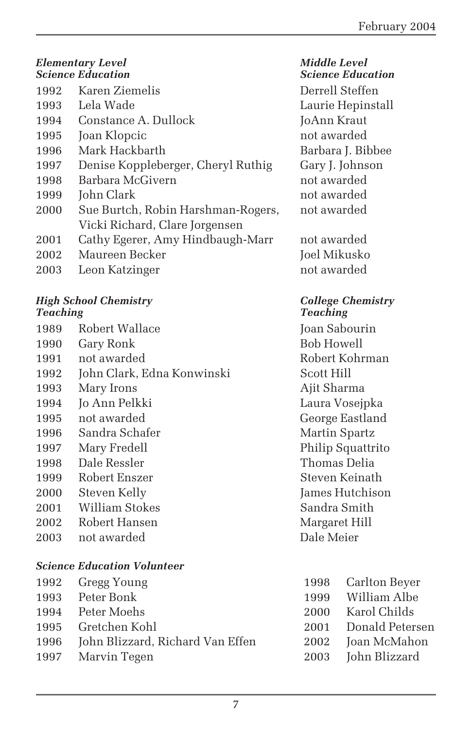### *Elementary Level Science Education*

| Year | Recipient |
|---|---|
| 1992 | Karen Ziemelis |
| 1993 | Lela Wade |
| 1994 | Constance A. Dullock |
| 1995 | Joan Klopcic |
| 1996 | Mark Hackbarth |
| 1997 | Denise Koppleberger, Cheryl Ruthig |
| 1998 | Barbara McGivern |
| 1999 | John Clark |
| 2000 | Sue Burtch, Robin Harshman-Rogers, Vicki Richard, Clare Jorgensen |
| 2001 | Cathy Egerer, Amy Hindbaugh-Marr |
| 2002 | Maureen Becker |
| 2003 | Leon Katzinger |

### *Middle Level Science Education*

| Year | Recipient |
|---|---|
| 1992 | Derrell Steffen |
| 1993 | Laurie Hepinstall |
| 1994 | JoAnn Kraut |
| 1995 | not awarded |
| 1996 | Barbara J. Bibbee |
| 1997 | Gary J. Johnson |
| 1998 | not awarded |
| 1999 | not awarded |
| 2000 | not awarded |
| 2001 | not awarded |
| 2002 | Joel Mikusko |
| 2003 | not awarded |

### *High School Chemistry Teaching*

| Year | Recipient |
|---|---|
| 1989 | Robert Wallace |
| 1990 | Gary Ronk |
| 1991 | not awarded |
| 1992 | John Clark, Edna Konwinski |
| 1993 | Mary Irons |
| 1994 | Jo Ann Pelkki |
| 1995 | not awarded |
| 1996 | Sandra Schafer |
| 1997 | Mary Fredell |
| 1998 | Dale Ressler |
| 1999 | Robert Enszer |
| 2000 | Steven Kelly |
| 2001 | William Stokes |
| 2002 | Robert Hansen |
| 2003 | not awarded |

### *College Chemistry Teaching*

| Year | Recipient |
|---|---|
| 1989 | Joan Sabourin |
| 1990 | Bob Howell |
| 1991 | Robert Kohrman |
| 1992 | Scott Hill |
| 1993 | Ajit Sharma |
| 1994 | Laura Vosejpka |
| 1995 | George Eastland |
| 1996 | Martin Spartz |
| 1997 | Philip Squattrito |
| 1998 | Thomas Delia |
| 1999 | Steven Keinath |
| 2000 | James Hutchison |
| 2001 | Sandra Smith |
| 2002 | Margaret Hill |
| 2003 | Dale Meier |

### *Science Education Volunteer*

| Year | Recipient |
|---|---|
| 1992 | Gregg Young |
| 1993 | Peter Bonk |
| 1994 | Peter Moehs |
| 1995 | Gretchen Kohl |
| 1996 | John Blizzard, Richard Van Effen |
| 1997 | Marvin Tegen |
| 1998 | Carlton Beyer |
| 1999 | William Albe |
| 2000 | Karol Childs |
| 2001 | Donald Petersen |
| 2002 | Joan McMahon |
| 2003 | John Blizzard |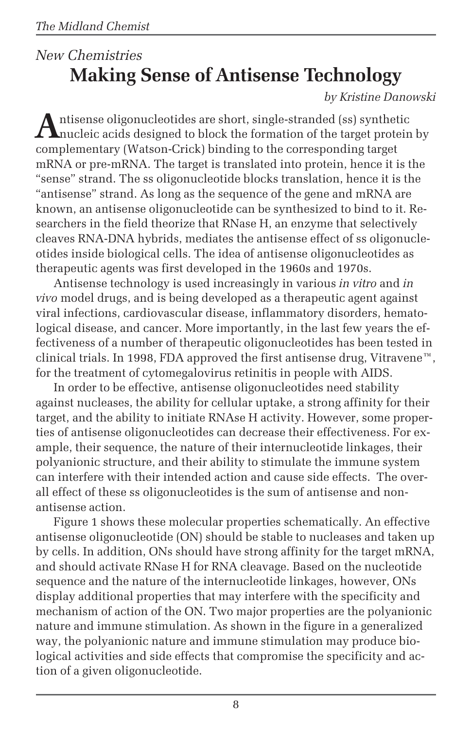*New Chemistries*

# Making Sense of Antisense Technology

*by Kristine Danowski*

Antisense oligonucleotides are short, single-stranded (ss) synthetic nucleic acids designed to block the formation of the target protein by complementary (Watson-Crick) binding to the corresponding target mRNA or pre-mRNA. The target is translated into protein, hence it is the "sense" strand. The ss oligonucleotide blocks translation, hence it is the "antisense" strand. As long as the sequence of the gene and mRNA are known, an antisense oligonucleotide can be synthesized to bind to it. Researchers in the field theorize that RNase H, an enzyme that selectively cleaves RNA-DNA hybrids, mediates the antisense effect of ss oligonucleotides inside biological cells. The idea of antisense oligonucleotides as therapeutic agents was first developed in the 1960s and 1970s.

Antisense technology is used increasingly in various *in vitro* and *in vivo* model drugs, and is being developed as a therapeutic agent against viral infections, cardiovascular disease, inflammatory disorders, hematological disease, and cancer. More importantly, in the last few years the effectiveness of a number of therapeutic oligonucleotides has been tested in clinical trials. In 1998, FDA approved the first antisense drug, Vitravene™, for the treatment of cytomegalovirus retinitis in people with AIDS.

In order to be effective, antisense oligonucleotides need stability against nucleases, the ability for cellular uptake, a strong affinity for their target, and the ability to initiate RNAse H activity. However, some properties of antisense oligonucleotides can decrease their effectiveness. For example, their sequence, the nature of their internucleotide linkages, their polyanionic structure, and their ability to stimulate the immune system can interfere with their intended action and cause side effects. The overall effect of these ss oligonucleotides is the sum of antisense and non-antisense action.

Figure 1 shows these molecular properties schematically. An effective antisense oligonucleotide (ON) should be stable to nucleases and taken up by cells. In addition, ONs should have strong affinity for the target mRNA, and should activate RNase H for RNA cleavage. Based on the nucleotide sequence and the nature of the internucleotide linkages, however, ONs display additional properties that may interfere with the specificity and mechanism of action of the ON. Two major properties are the polyanionic nature and immune stimulation. As shown in the figure in a generalized way, the polyanionic nature and immune stimulation may produce biological activities and side effects that compromise the specificity and action of a given oligonucleotide.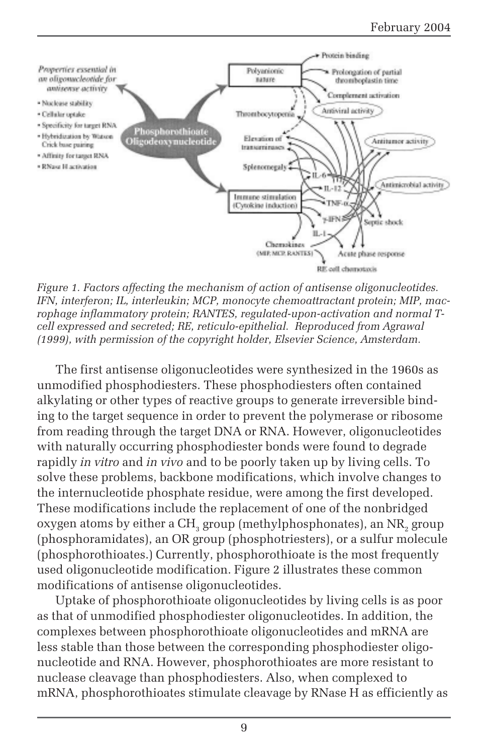*Figure 1. Factors affecting the mechanism of action of antisense oligonucleotides. IFN, interferon; IL, interleukin; MCP, monocyte chemoattractant protein; MIP, macrophage inflammatory protein; RANTES, regulated-upon-activation and normal T-cell expressed and secreted; RE, reticulo-epithelial. Reproduced from Agrawal (1999), with permission of the copyright holder, Elsevier Science, Amsterdam.*

The first antisense oligonucleotides were synthesized in the 1960s as unmodified phosphodiesters. These phosphodiesters often contained alkylating or other types of reactive groups to generate irreversible binding to the target sequence in order to prevent the polymerase or ribosome from reading through the target DNA or RNA. However, oligonucleotides with naturally occurring phosphodiester bonds were found to degrade rapidly *in vitro* and *in vivo* and to be poorly taken up by living cells. To solve these problems, backbone modifications, which involve changes to the internucleotide phosphate residue, were among the first developed. These modifications include the replacement of one of the nonbridged oxygen atoms by either a $CH_3$ group (methylphosphonates), an $NR_2$ group (phosphoramidates), an OR group (phosphotriesters), or a sulfur molecule (phosphorothioates.) Currently, phosphorothioate is the most frequently used oligonucleotide modification. Figure 2 illustrates these common modifications of antisense oligonucleotides.

Uptake of phosphorothioate oligonucleotides by living cells is as poor as that of unmodified phosphodiester oligonucleotides. In addition, the complexes between phosphorothioate oligonucleotides and mRNA are less stable than those between the corresponding phosphodiester oligonucleotide and RNA. However, phosphorothioates are more resistant to nuclease cleavage than phosphodiesters. Also, when complexed to mRNA, phosphorothioates stimulate cleavage by RNase H as efficiently as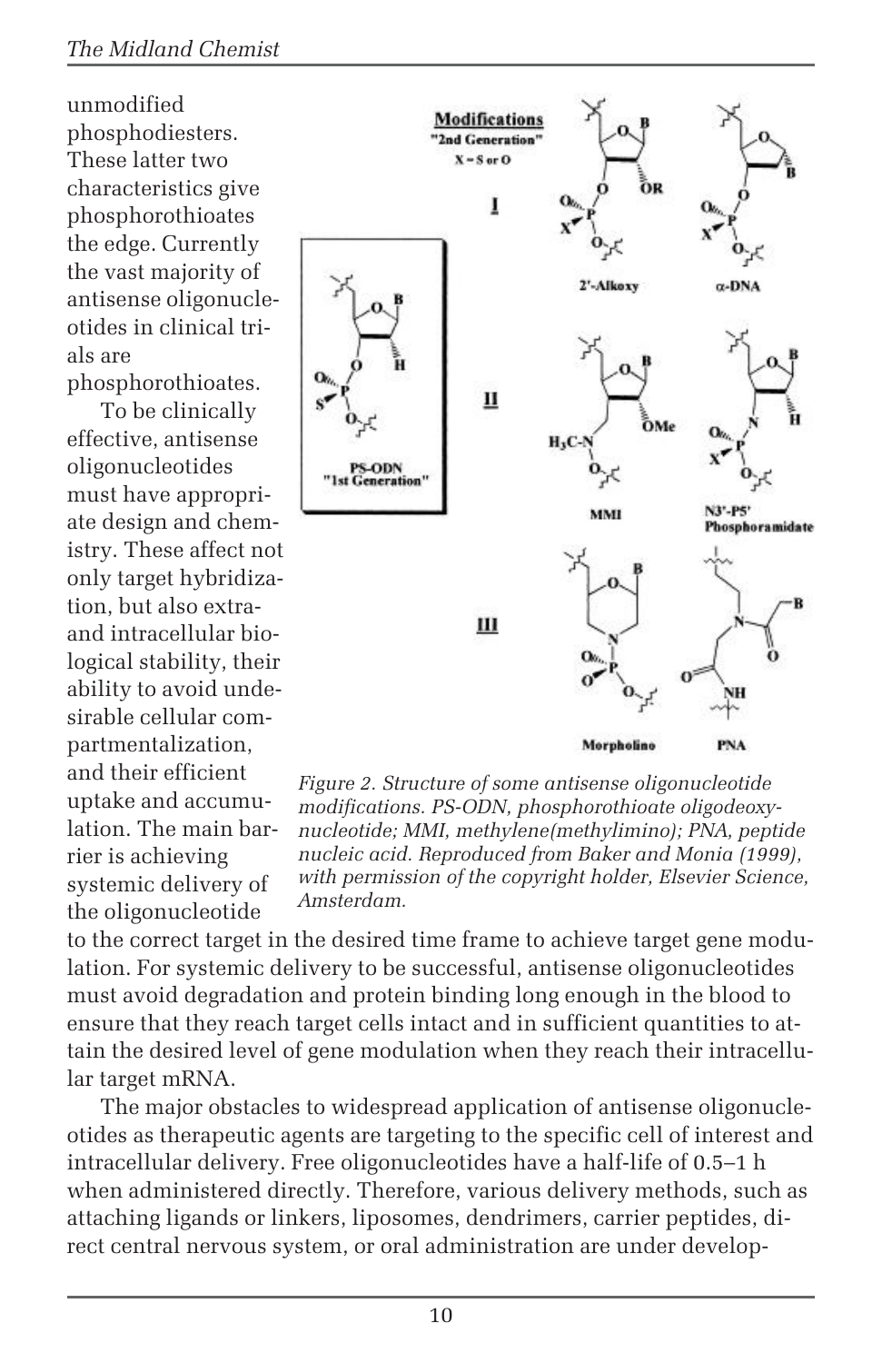unmodified phosphodiesters. These latter two characteristics give phosphorothioates the edge. Currently the vast majority of antisense oligonucleotides in clinical trials are phosphorothioates.

To be clinically effective, antisense oligonucleotides must have appropriate design and chemistry. These affect not only target hybridization, but also extra- and intracellular biological stability, their ability to avoid undesirable cellular compartmentalization, and their efficient uptake and accumulation. The main barrier is achieving systemic delivery of the oligonucleotide to the correct target in the desired time frame to achieve target gene modulation. For systemic delivery to be successful, antisense oligonucleotides must avoid degradation and protein binding long enough in the blood to ensure that they reach target cells intact and in sufficient quantities to attain the desired level of gene modulation when they reach their intracellular target mRNA.

*Figure 2. Structure of some antisense oligonucleotide modifications. PS-ODN, phosphorothioate oligodeoxynucleotide; MMI, methylene(methylimino); PNA, peptide nucleic acid. Reproduced from Baker and Monia (1999), with permission of the copyright holder, Elsevier Science, Amsterdam.*

The major obstacles to widespread application of antisense oligonucleotides as therapeutic agents are targeting to the specific cell of interest and intracellular delivery. Free oligonucleotides have a half-life of 0.5–1 h when administered directly. Therefore, various delivery methods, such as attaching ligands or linkers, liposomes, dendrimers, carrier peptides, direct central nervous system, or oral administration are under develop-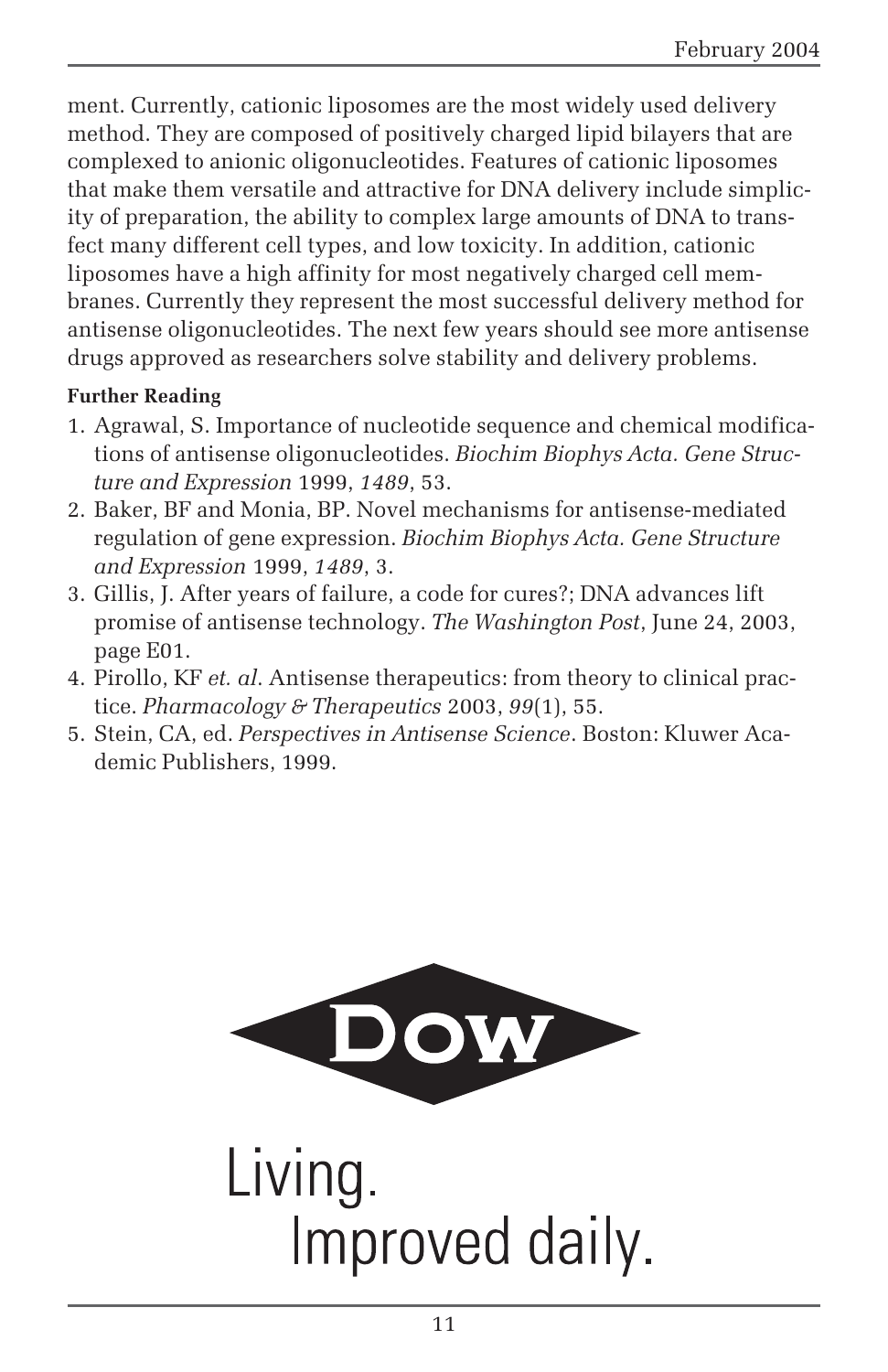ment. Currently, cationic liposomes are the most widely used delivery method. They are composed of positively charged lipid bilayers that are complexed to anionic oligonucleotides. Features of cationic liposomes that make them versatile and attractive for DNA delivery include simplicity of preparation, the ability to complex large amounts of DNA to transfect many different cell types, and low toxicity. In addition, cationic liposomes have a high affinity for most negatively charged cell membranes. Currently they represent the most successful delivery method for antisense oligonucleotides. The next few years should see more antisense drugs approved as researchers solve stability and delivery problems.

**Further Reading**

1. Agrawal, S. Importance of nucleotide sequence and chemical modifications of antisense oligonucleotides. *Biochim Biophys Acta. Gene Structure and Expression* 1999, *1489*, 53.
2. Baker, BF and Monia, BP. Novel mechanisms for antisense-mediated regulation of gene expression. *Biochim Biophys Acta. Gene Structure and Expression* 1999, *1489*, 3.
3. Gillis, J. After years of failure, a code for cures?; DNA advances lift promise of antisense technology. *The Washington Post*, June 24, 2003, page E01.
4. Pirollo, KF *et. al*. Antisense therapeutics: from theory to clinical practice. *Pharmacology & Therapeutics* 2003, *99*(1), 55.
5. Stein, CA, ed. *Perspectives in Antisense Science*. Boston: Kluwer Academic Publishers, 1999.

DOW

Living.
Improved daily.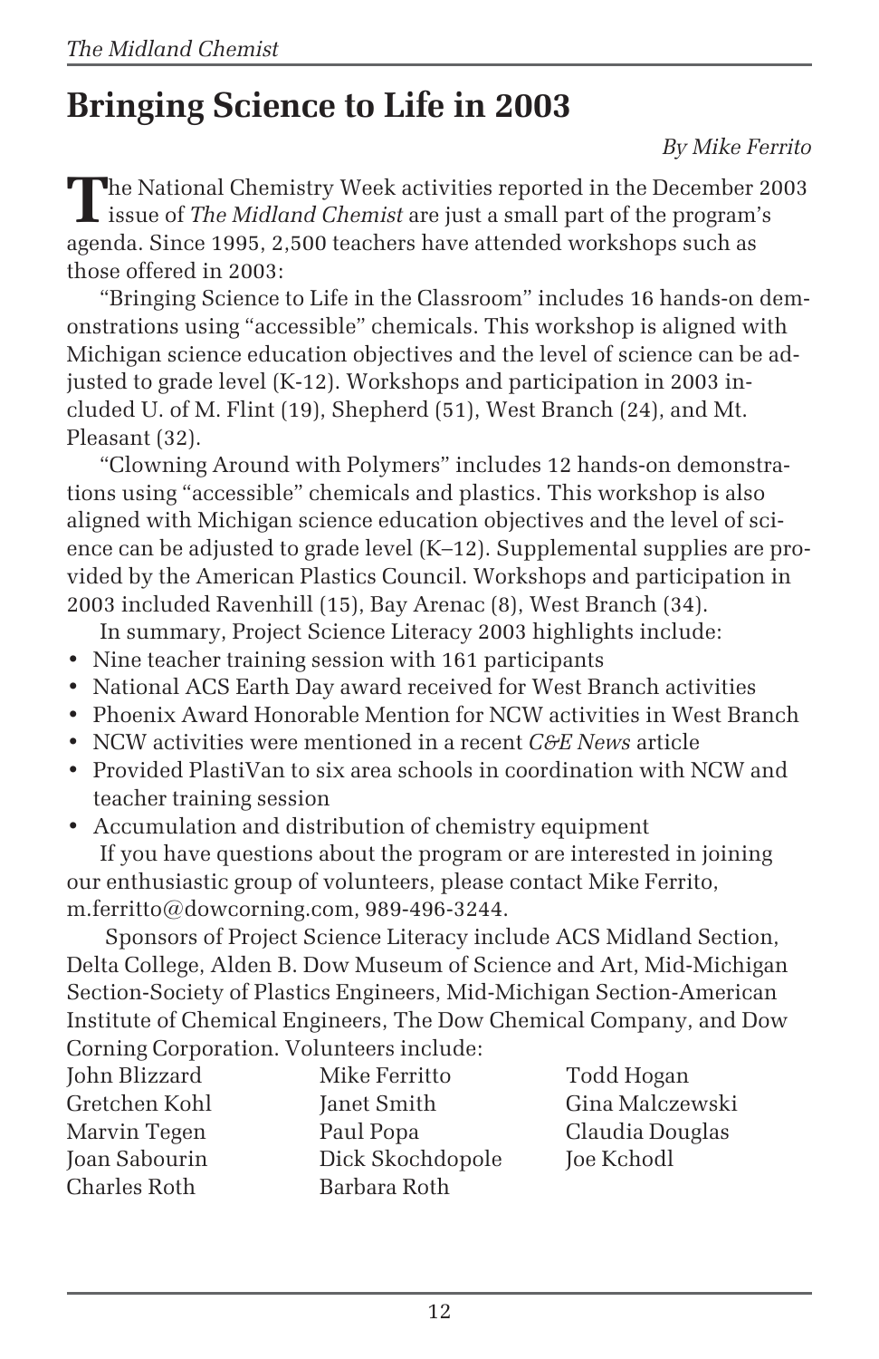# Bringing Science to Life in 2003

*By Mike Ferrito*

The National Chemistry Week activities reported in the December 2003 issue of *The Midland Chemist* are just a small part of the program's agenda. Since 1995, 2,500 teachers have attended workshops such as those offered in 2003:

"Bringing Science to Life in the Classroom" includes 16 hands-on demonstrations using "accessible" chemicals. This workshop is aligned with Michigan science education objectives and the level of science can be adjusted to grade level (K-12). Workshops and participation in 2003 included U. of M. Flint (19), Shepherd (51), West Branch (24), and Mt. Pleasant (32).

"Clowning Around with Polymers" includes 12 hands-on demonstrations using "accessible" chemicals and plastics. This workshop is also aligned with Michigan science education objectives and the level of science can be adjusted to grade level (K–12). Supplemental supplies are provided by the American Plastics Council. Workshops and participation in 2003 included Ravenhill (15), Bay Arenac (8), West Branch (34).

In summary, Project Science Literacy 2003 highlights include:

- Nine teacher training session with 161 participants
- National ACS Earth Day award received for West Branch activities
- Phoenix Award Honorable Mention for NCW activities in West Branch
- NCW activities were mentioned in a recent *C&E News* article
- Provided PlastiVan to six area schools in coordination with NCW and teacher training session
- Accumulation and distribution of chemistry equipment

If you have questions about the program or are interested in joining our enthusiastic group of volunteers, please contact Mike Ferrito, m.ferritto@dowcorning.com, 989-496-3244.

Sponsors of Project Science Literacy include ACS Midland Section, Delta College, Alden B. Dow Museum of Science and Art, Mid-Michigan Section-Society of Plastics Engineers, Mid-Michigan Section-American Institute of Chemical Engineers, The Dow Chemical Company, and Dow Corning Corporation. Volunteers include:

| | | |
|---|---|---|
| John Blizzard | Mike Ferritto | Todd Hogan |
| Gretchen Kohl | Janet Smith | Gina Malczewski |
| Marvin Tegen | Paul Popa | Claudia Douglas |
| Joan Sabourin | Dick Skochdopole | Joe Kchodl |
| Charles Roth | Barbara Roth | |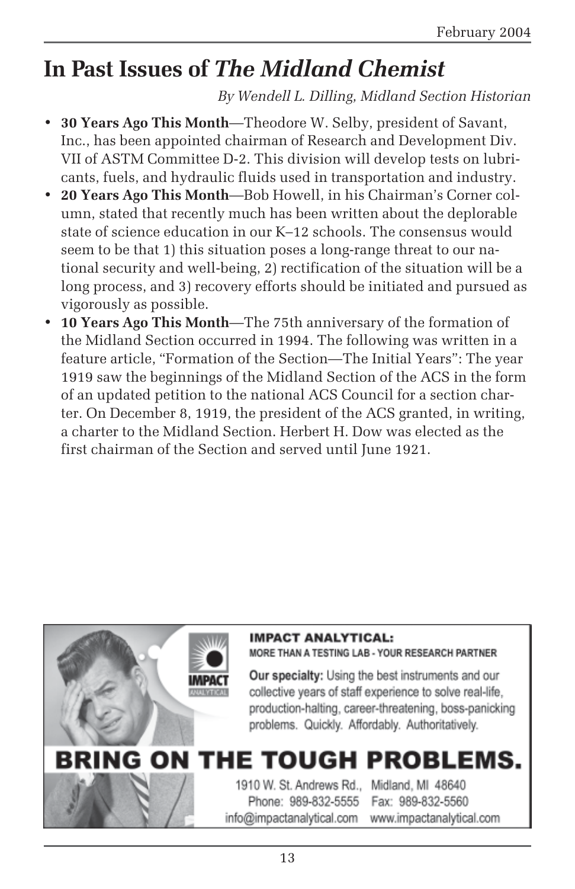# In Past Issues of *The Midland Chemist*

*By Wendell L. Dilling, Midland Section Historian*

- **30 Years Ago This Month**—Theodore W. Selby, president of Savant, Inc., has been appointed chairman of Research and Development Div. VII of ASTM Committee D-2. This division will develop tests on lubricants, fuels, and hydraulic fluids used in transportation and industry.
- **20 Years Ago This Month**—Bob Howell, in his Chairman's Corner column, stated that recently much has been written about the deplorable state of science education in our K–12 schools. The consensus would seem to be that 1) this situation poses a long-range threat to our national security and well-being, 2) rectification of the situation will be a long process, and 3) recovery efforts should be initiated and pursued as vigorously as possible.
- **10 Years Ago This Month**—The 75th anniversary of the formation of the Midland Section occurred in 1994. The following was written in a feature article, "Formation of the Section—The Initial Years": The year 1919 saw the beginnings of the Midland Section of the ACS in the form of an updated petition to the national ACS Council for a section charter. On December 8, 1919, the president of the ACS granted, in writing, a charter to the Midland Section. Herbert H. Dow was elected as the first chairman of the Section and served until June 1921.

**IMPACT ANALYTICAL:**
**MORE THAN A TESTING LAB - YOUR RESEARCH PARTNER**

**Our specialty:** Using the best instruments and our collective years of staff experience to solve real-life, production-halting, career-threatening, boss-panicking problems. Quickly. Affordably. Authoritatively.

**BRING ON THE TOUGH PROBLEMS.**

1910 W. St. Andrews Rd., Midland, MI 48640
Phone: 989-832-5555 Fax: 989-832-5560
info@impactanalytical.com www.impactanalytical.com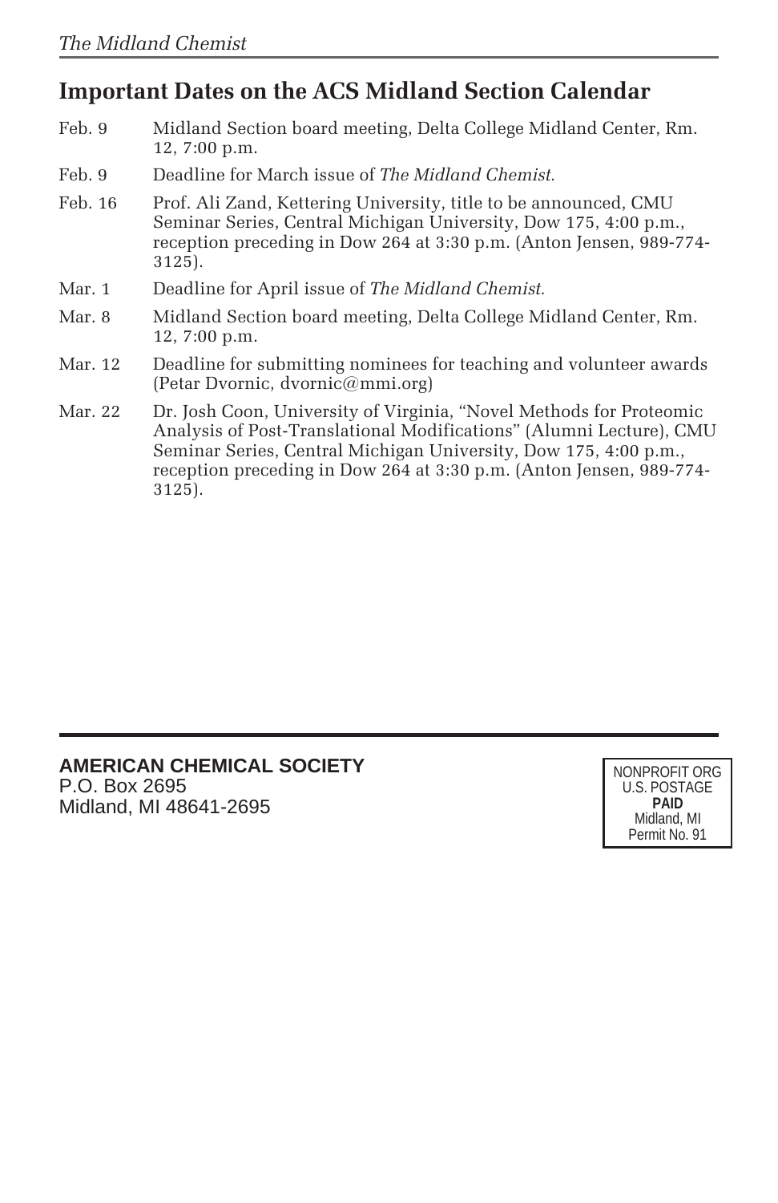## Important Dates on the ACS Midland Section Calendar

| | |
|---|---|
| Feb. 9 | Midland Section board meeting, Delta College Midland Center, Rm. 12, 7:00 p.m. |
| Feb. 9 | Deadline for March issue of *The Midland Chemist*. |
| Feb. 16 | Prof. Ali Zand, Kettering University, title to be announced, CMU Seminar Series, Central Michigan University, Dow 175, 4:00 p.m., reception preceding in Dow 264 at 3:30 p.m. (Anton Jensen, 989-774-3125). |
| Mar. 1 | Deadline for April issue of *The Midland Chemist*. |
| Mar. 8 | Midland Section board meeting, Delta College Midland Center, Rm. 12, 7:00 p.m. |
| Mar. 12 | Deadline for submitting nominees for teaching and volunteer awards (Petar Dvornic, dvornic@mmi.org) |
| Mar. 22 | Dr. Josh Coon, University of Virginia, "Novel Methods for Proteomic Analysis of Post-Translational Modifications" (Alumni Lecture), CMU Seminar Series, Central Michigan University, Dow 175, 4:00 p.m., reception preceding in Dow 264 at 3:30 p.m. (Anton Jensen, 989-774-3125). |

**AMERICAN CHEMICAL SOCIETY**
P.O. Box 2695
Midland, MI 48641-2695

NONPROFIT ORG
U.S. POSTAGE
**PAID**
Midland, MI
Permit No. 91